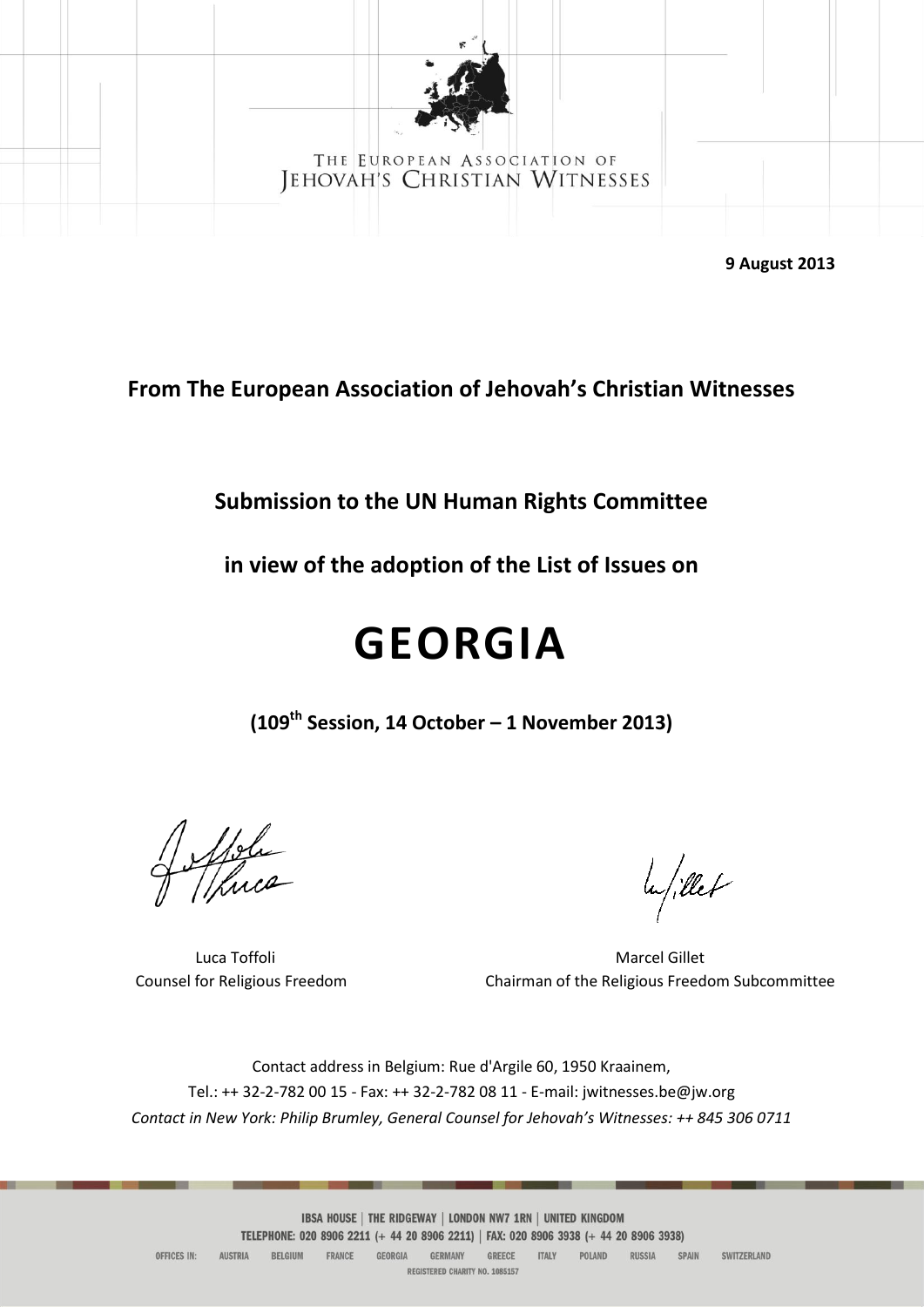THE EUROPEAN ASSOCIATION OF
JEHOVAH'S CHRISTIAN WITNESSES

**9 August 2013**

**From The European Association of Jehovah's Christian Witnesses**

**Submission to the UN Human Rights Committee**

**in view of the adoption of the List of Issues on**

# GEORGIA

**(109th Session, 14 October – 1 November 2013)**

Luca Toffoli
Counsel for Religious Freedom

Marcel Gillet
Chairman of the Religious Freedom Subcommittee

Contact address in Belgium: Rue d'Argile 60, 1950 Kraainem,
Tel.: ++ 32-2-782 00 15 - Fax: ++ 32-2-782 08 11 - E-mail: jwitnesses.be@jw.org
*Contact in New York: Philip Brumley, General Counsel for Jehovah's Witnesses: ++ 845 306 0711*

IBSA HOUSE | THE RIDGEWAY | LONDON NW7 1RN | UNITED KINGDOM
TELEPHONE: 020 8906 2211 (+ 44 20 8906 2211) | FAX: 020 8906 3938 (+ 44 20 8906 3938)
OFFICES IN: AUSTRIA BELGIUM FRANCE GEORGIA GERMANY GREECE ITALY POLAND RUSSIA SPAIN SWITZERLAND
REGISTERED CHARITY NO. 1085157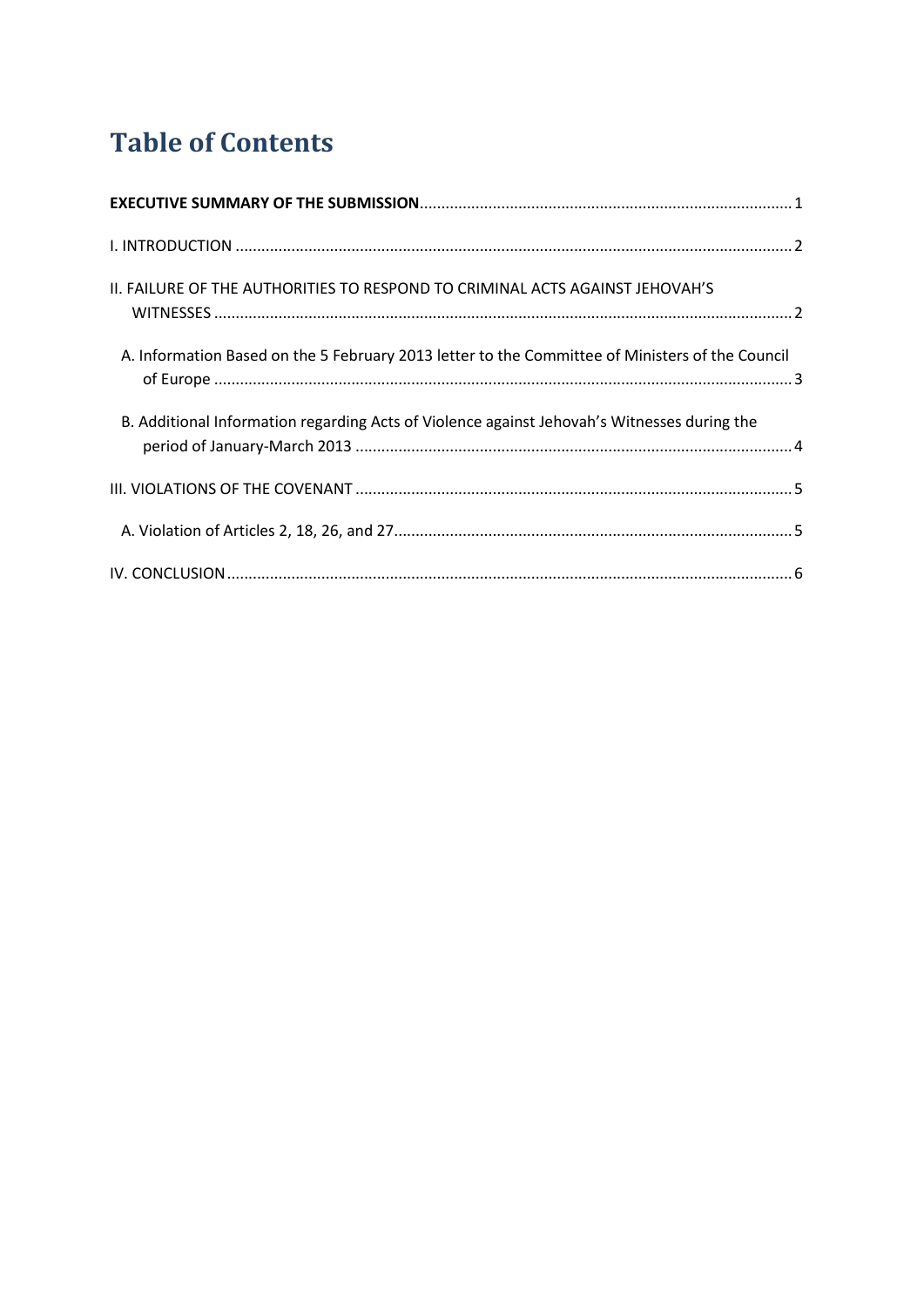# Table of Contents

**EXECUTIVE SUMMARY OF THE SUBMISSION** ........................................ 1

I. INTRODUCTION ........................................ 2

II. FAILURE OF THE AUTHORITIES TO RESPOND TO CRIMINAL ACTS AGAINST JEHOVAH'S WITNESSES ........................................ 2

A. Information Based on the 5 February 2013 letter to the Committee of Ministers of the Council of Europe ........................................ 3

B. Additional Information regarding Acts of Violence against Jehovah's Witnesses during the period of January-March 2013 ........................................ 4

III. VIOLATIONS OF THE COVENANT ........................................ 5

A. Violation of Articles 2, 18, 26, and 27........................................ 5

IV. CONCLUSION ........................................ 6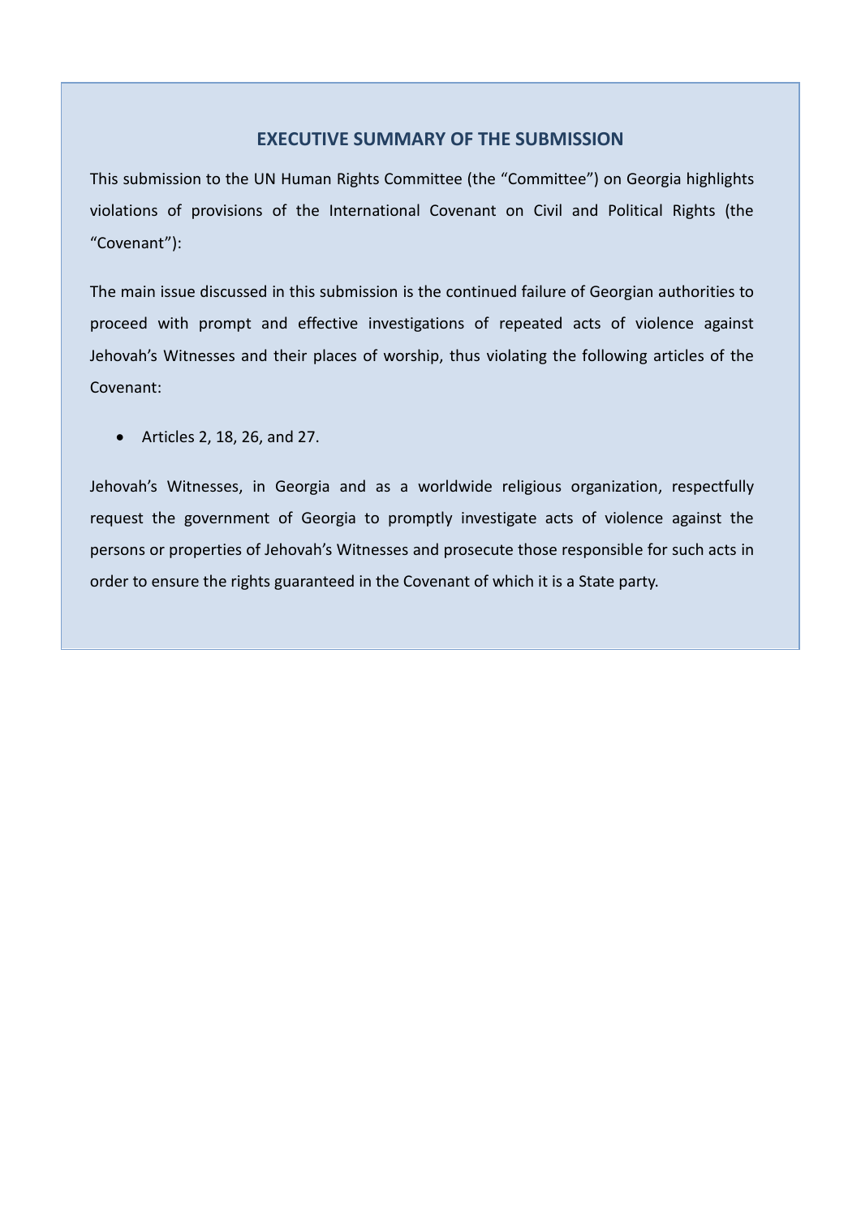## EXECUTIVE SUMMARY OF THE SUBMISSION

This submission to the UN Human Rights Committee (the "Committee") on Georgia highlights violations of provisions of the International Covenant on Civil and Political Rights (the "Covenant"):

The main issue discussed in this submission is the continued failure of Georgian authorities to proceed with prompt and effective investigations of repeated acts of violence against Jehovah's Witnesses and their places of worship, thus violating the following articles of the Covenant:

- Articles 2, 18, 26, and 27.

Jehovah's Witnesses, in Georgia and as a worldwide religious organization, respectfully request the government of Georgia to promptly investigate acts of violence against the persons or properties of Jehovah's Witnesses and prosecute those responsible for such acts in order to ensure the rights guaranteed in the Covenant of which it is a State party.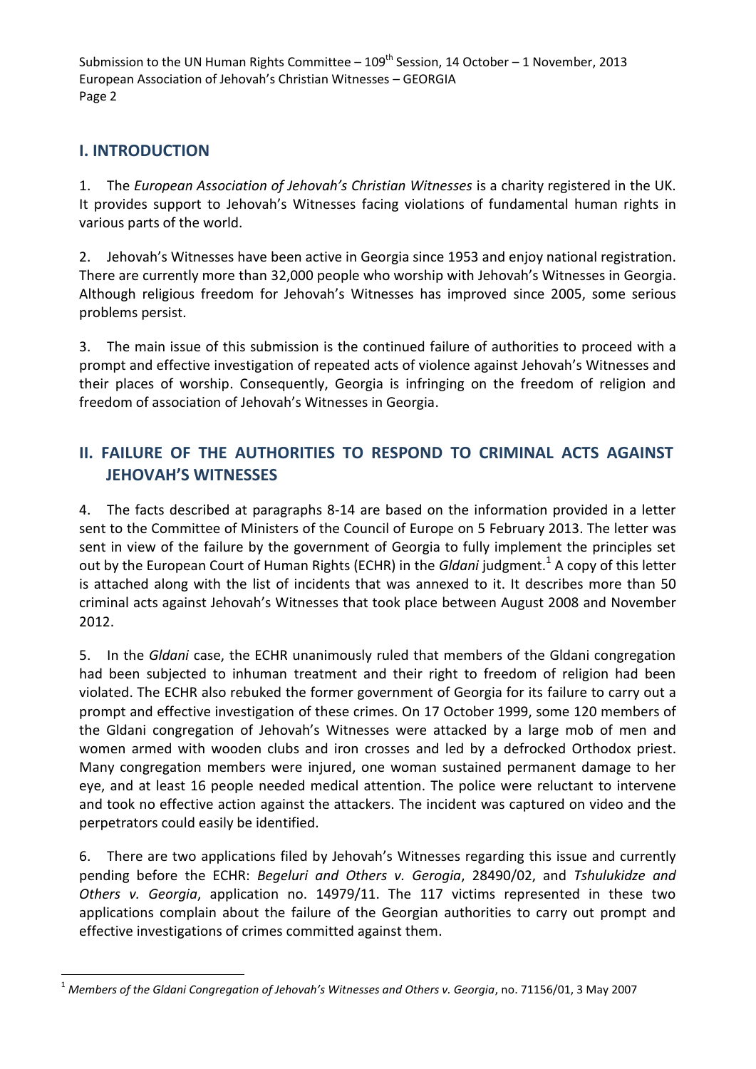## I. INTRODUCTION

1. The *European Association of Jehovah's Christian Witnesses* is a charity registered in the UK. It provides support to Jehovah's Witnesses facing violations of fundamental human rights in various parts of the world.

2. Jehovah's Witnesses have been active in Georgia since 1953 and enjoy national registration. There are currently more than 32,000 people who worship with Jehovah's Witnesses in Georgia. Although religious freedom for Jehovah's Witnesses has improved since 2005, some serious problems persist.

3. The main issue of this submission is the continued failure of authorities to proceed with a prompt and effective investigation of repeated acts of violence against Jehovah's Witnesses and their places of worship. Consequently, Georgia is infringing on the freedom of religion and freedom of association of Jehovah's Witnesses in Georgia.

## II. FAILURE OF THE AUTHORITIES TO RESPOND TO CRIMINAL ACTS AGAINST JEHOVAH'S WITNESSES

4. The facts described at paragraphs 8-14 are based on the information provided in a letter sent to the Committee of Ministers of the Council of Europe on 5 February 2013. The letter was sent in view of the failure by the government of Georgia to fully implement the principles set out by the European Court of Human Rights (ECHR) in the *Gldani* judgment.[1] A copy of this letter is attached along with the list of incidents that was annexed to it. It describes more than 50 criminal acts against Jehovah's Witnesses that took place between August 2008 and November 2012.

5. In the *Gldani* case, the ECHR unanimously ruled that members of the Gldani congregation had been subjected to inhuman treatment and their right to freedom of religion had been violated. The ECHR also rebuked the former government of Georgia for its failure to carry out a prompt and effective investigation of these crimes. On 17 October 1999, some 120 members of the Gldani congregation of Jehovah's Witnesses were attacked by a large mob of men and women armed with wooden clubs and iron crosses and led by a defrocked Orthodox priest. Many congregation members were injured, one woman sustained permanent damage to her eye, and at least 16 people needed medical attention. The police were reluctant to intervene and took no effective action against the attackers. The incident was captured on video and the perpetrators could easily be identified.

6. There are two applications filed by Jehovah's Witnesses regarding this issue and currently pending before the ECHR: *Begeluri and Others v. Gerogia*, 28490/02, and *Tshulukidze and Others v. Georgia*, application no. 14979/11. The 117 victims represented in these two applications complain about the failure of the Georgian authorities to carry out prompt and effective investigations of crimes committed against them.

---

[1] *Members of the Gldani Congregation of Jehovah's Witnesses and Others v. Georgia*, no. 71156/01, 3 May 2007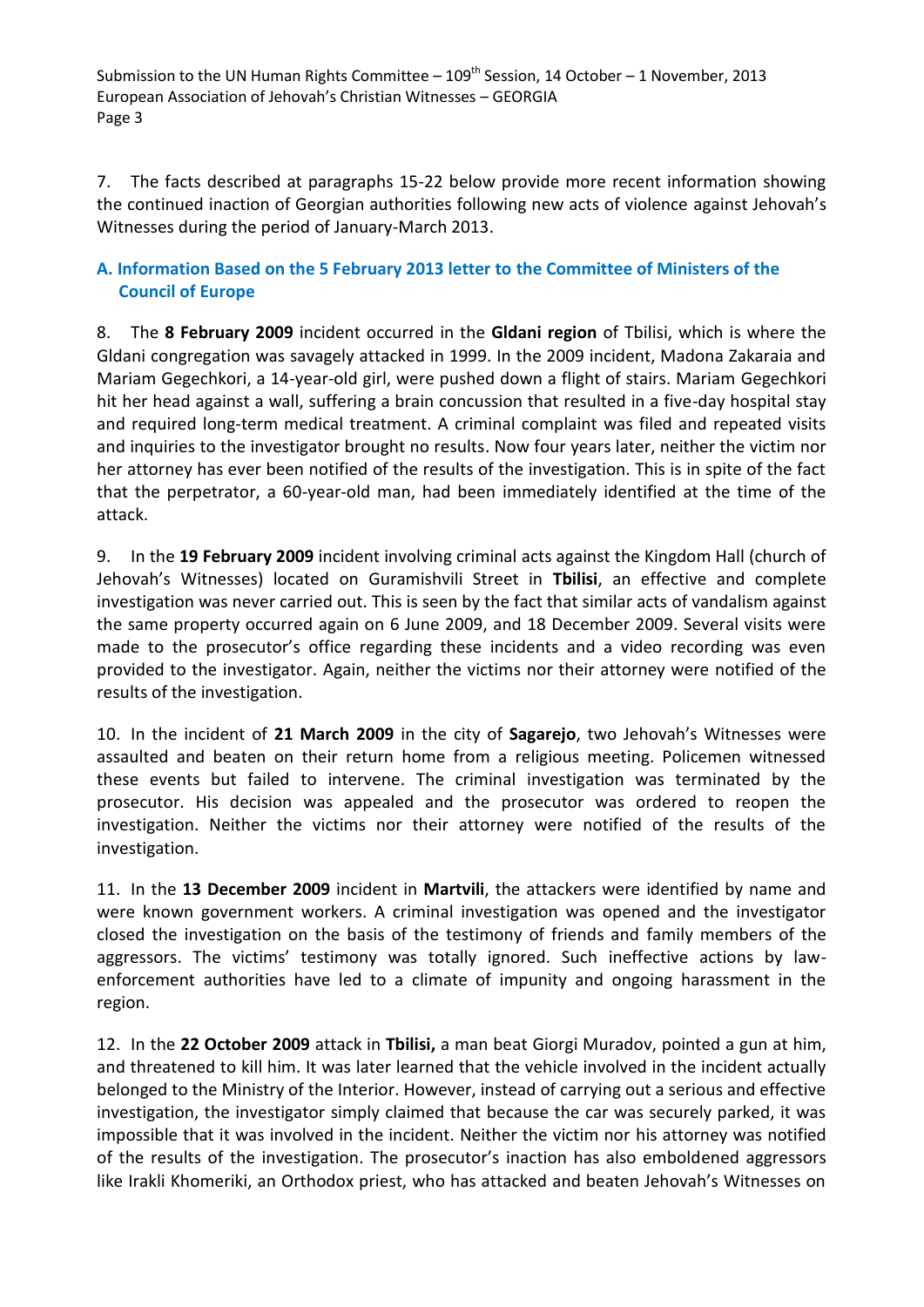7. The facts described at paragraphs 15-22 below provide more recent information showing the continued inaction of Georgian authorities following new acts of violence against Jehovah's Witnesses during the period of January-March 2013.

## A. Information Based on the 5 February 2013 letter to the Committee of Ministers of the Council of Europe

8. The **8 February 2009** incident occurred in the **Gldani region** of Tbilisi, which is where the Gldani congregation was savagely attacked in 1999. In the 2009 incident, Madona Zakaraia and Mariam Gegechkori, a 14-year-old girl, were pushed down a flight of stairs. Mariam Gegechkori hit her head against a wall, suffering a brain concussion that resulted in a five-day hospital stay and required long-term medical treatment. A criminal complaint was filed and repeated visits and inquiries to the investigator brought no results. Now four years later, neither the victim nor her attorney has ever been notified of the results of the investigation. This is in spite of the fact that the perpetrator, a 60-year-old man, had been immediately identified at the time of the attack.

9. In the **19 February 2009** incident involving criminal acts against the Kingdom Hall (church of Jehovah's Witnesses) located on Guramishvili Street in **Tbilisi**, an effective and complete investigation was never carried out. This is seen by the fact that similar acts of vandalism against the same property occurred again on 6 June 2009, and 18 December 2009. Several visits were made to the prosecutor's office regarding these incidents and a video recording was even provided to the investigator. Again, neither the victims nor their attorney were notified of the results of the investigation.

10. In the incident of **21 March 2009** in the city of **Sagarejo**, two Jehovah's Witnesses were assaulted and beaten on their return home from a religious meeting. Policemen witnessed these events but failed to intervene. The criminal investigation was terminated by the prosecutor. His decision was appealed and the prosecutor was ordered to reopen the investigation. Neither the victims nor their attorney were notified of the results of the investigation.

11. In the **13 December 2009** incident in **Martvili**, the attackers were identified by name and were known government workers. A criminal investigation was opened and the investigator closed the investigation on the basis of the testimony of friends and family members of the aggressors. The victims' testimony was totally ignored. Such ineffective actions by law-enforcement authorities have led to a climate of impunity and ongoing harassment in the region.

12. In the **22 October 2009** attack in **Tbilisi,** a man beat Giorgi Muradov, pointed a gun at him, and threatened to kill him. It was later learned that the vehicle involved in the incident actually belonged to the Ministry of the Interior. However, instead of carrying out a serious and effective investigation, the investigator simply claimed that because the car was securely parked, it was impossible that it was involved in the incident. Neither the victim nor his attorney was notified of the results of the investigation. The prosecutor's inaction has also emboldened aggressors like Irakli Khomeriki, an Orthodox priest, who has attacked and beaten Jehovah's Witnesses on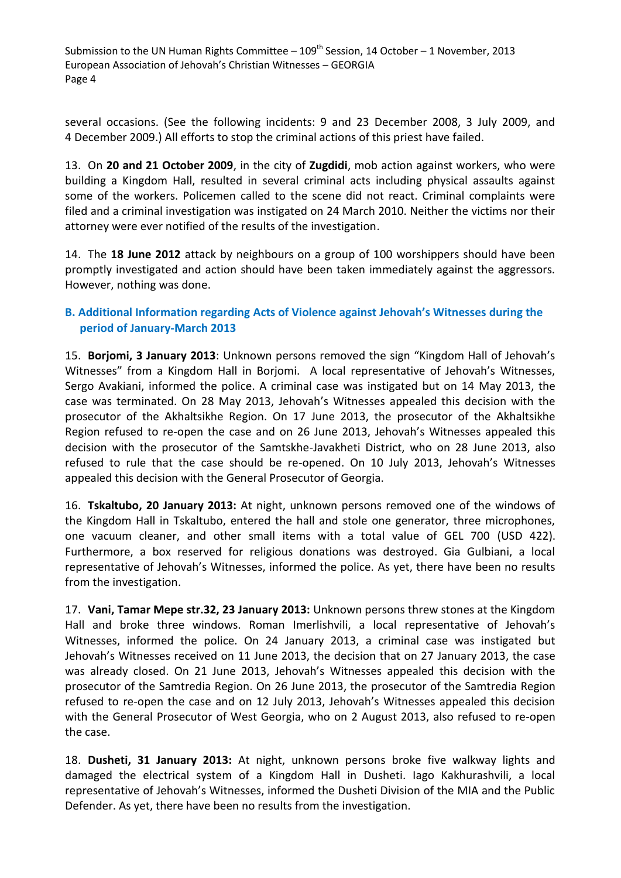several occasions. (See the following incidents: 9 and 23 December 2008, 3 July 2009, and 4 December 2009.) All efforts to stop the criminal actions of this priest have failed.

13. On **20 and 21 October 2009**, in the city of **Zugdidi**, mob action against workers, who were building a Kingdom Hall, resulted in several criminal acts including physical assaults against some of the workers. Policemen called to the scene did not react. Criminal complaints were filed and a criminal investigation was instigated on 24 March 2010. Neither the victims nor their attorney were ever notified of the results of the investigation.

14. The **18 June 2012** attack by neighbours on a group of 100 worshippers should have been promptly investigated and action should have been taken immediately against the aggressors. However, nothing was done.

### B. Additional Information regarding Acts of Violence against Jehovah's Witnesses during the period of January-March 2013

15. **Borjomi, 3 January 2013**: Unknown persons removed the sign "Kingdom Hall of Jehovah's Witnesses" from a Kingdom Hall in Borjomi. A local representative of Jehovah's Witnesses, Sergo Avakiani, informed the police. A criminal case was instigated but on 14 May 2013, the case was terminated. On 28 May 2013, Jehovah's Witnesses appealed this decision with the prosecutor of the Akhaltsikhe Region. On 17 June 2013, the prosecutor of the Akhaltsikhe Region refused to re-open the case and on 26 June 2013, Jehovah's Witnesses appealed this decision with the prosecutor of the Samtskhe-Javakheti District, who on 28 June 2013, also refused to rule that the case should be re-opened. On 10 July 2013, Jehovah's Witnesses appealed this decision with the General Prosecutor of Georgia.

16. **Tskaltubo, 20 January 2013:** At night, unknown persons removed one of the windows of the Kingdom Hall in Tskaltubo, entered the hall and stole one generator, three microphones, one vacuum cleaner, and other small items with a total value of GEL 700 (USD 422). Furthermore, a box reserved for religious donations was destroyed. Gia Gulbiani, a local representative of Jehovah's Witnesses, informed the police. As yet, there have been no results from the investigation.

17. **Vani, Tamar Mepe str.32, 23 January 2013:** Unknown persons threw stones at the Kingdom Hall and broke three windows. Roman Imerlishvili, a local representative of Jehovah's Witnesses, informed the police. On 24 January 2013, a criminal case was instigated but Jehovah's Witnesses received on 11 June 2013, the decision that on 27 January 2013, the case was already closed. On 21 June 2013, Jehovah's Witnesses appealed this decision with the prosecutor of the Samtredia Region. On 26 June 2013, the prosecutor of the Samtredia Region refused to re-open the case and on 12 July 2013, Jehovah's Witnesses appealed this decision with the General Prosecutor of West Georgia, who on 2 August 2013, also refused to re-open the case.

18. **Dusheti, 31 January 2013:** At night, unknown persons broke five walkway lights and damaged the electrical system of a Kingdom Hall in Dusheti. Iago Kakhurashvili, a local representative of Jehovah's Witnesses, informed the Dusheti Division of the MIA and the Public Defender. As yet, there have been no results from the investigation.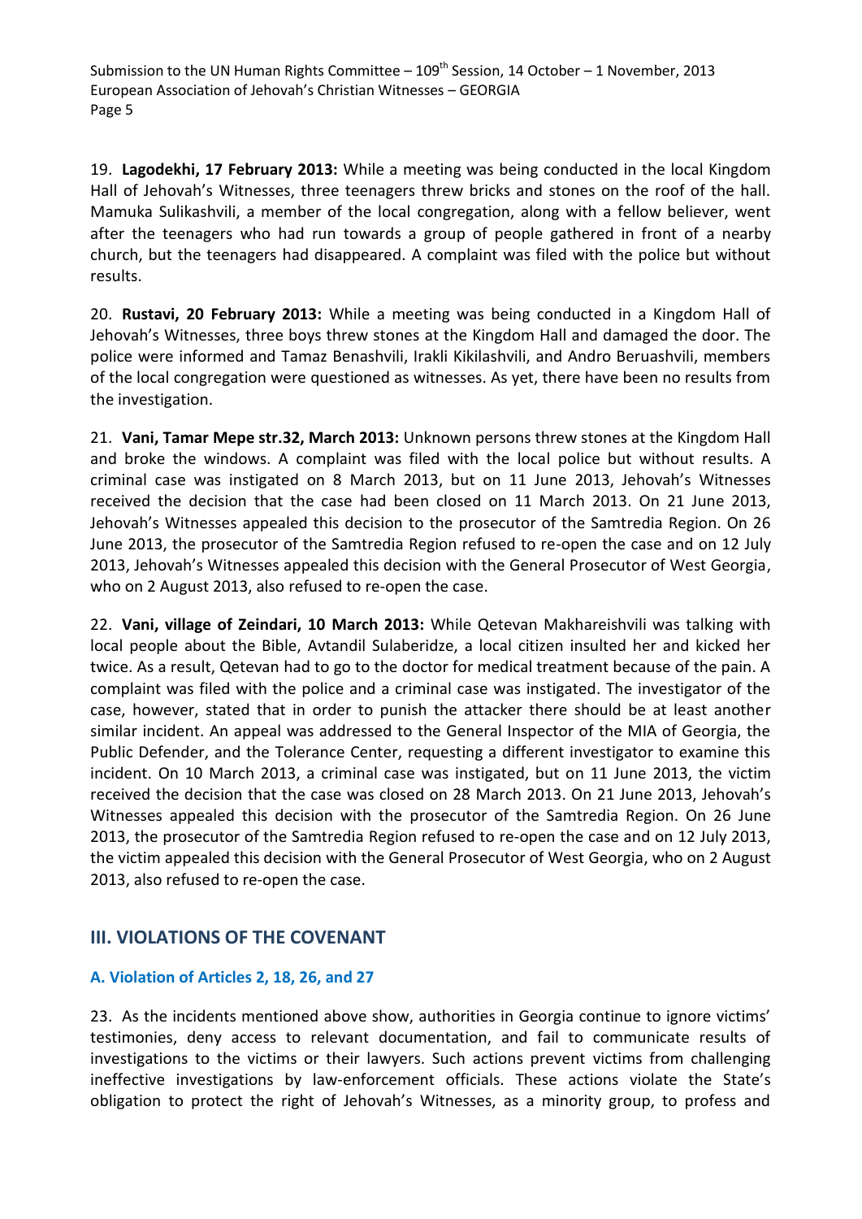19. **Lagodekhi, 17 February 2013:** While a meeting was being conducted in the local Kingdom Hall of Jehovah's Witnesses, three teenagers threw bricks and stones on the roof of the hall. Mamuka Sulikashvili, a member of the local congregation, along with a fellow believer, went after the teenagers who had run towards a group of people gathered in front of a nearby church, but the teenagers had disappeared. A complaint was filed with the police but without results.

20. **Rustavi, 20 February 2013:** While a meeting was being conducted in a Kingdom Hall of Jehovah's Witnesses, three boys threw stones at the Kingdom Hall and damaged the door. The police were informed and Tamaz Benashvili, Irakli Kikilashvili, and Andro Beruashvili, members of the local congregation were questioned as witnesses. As yet, there have been no results from the investigation.

21. **Vani, Tamar Mepe str.32, March 2013:** Unknown persons threw stones at the Kingdom Hall and broke the windows. A complaint was filed with the local police but without results. A criminal case was instigated on 8 March 2013, but on 11 June 2013, Jehovah's Witnesses received the decision that the case had been closed on 11 March 2013. On 21 June 2013, Jehovah's Witnesses appealed this decision to the prosecutor of the Samtredia Region. On 26 June 2013, the prosecutor of the Samtredia Region refused to re-open the case and on 12 July 2013, Jehovah's Witnesses appealed this decision with the General Prosecutor of West Georgia, who on 2 August 2013, also refused to re-open the case.

22. **Vani, village of Zeindari, 10 March 2013:** While Qetevan Makhareishvili was talking with local people about the Bible, Avtandil Sulaberidze, a local citizen insulted her and kicked her twice. As a result, Qetevan had to go to the doctor for medical treatment because of the pain. A complaint was filed with the police and a criminal case was instigated. The investigator of the case, however, stated that in order to punish the attacker there should be at least another similar incident. An appeal was addressed to the General Inspector of the MIA of Georgia, the Public Defender, and the Tolerance Center, requesting a different investigator to examine this incident. On 10 March 2013, a criminal case was instigated, but on 11 June 2013, the victim received the decision that the case was closed on 28 March 2013. On 21 June 2013, Jehovah's Witnesses appealed this decision with the prosecutor of the Samtredia Region. On 26 June 2013, the prosecutor of the Samtredia Region refused to re-open the case and on 12 July 2013, the victim appealed this decision with the General Prosecutor of West Georgia, who on 2 August 2013, also refused to re-open the case.

## III. VIOLATIONS OF THE COVENANT

### A. Violation of Articles 2, 18, 26, and 27

23. As the incidents mentioned above show, authorities in Georgia continue to ignore victims' testimonies, deny access to relevant documentation, and fail to communicate results of investigations to the victims or their lawyers. Such actions prevent victims from challenging ineffective investigations by law-enforcement officials. These actions violate the State's obligation to protect the right of Jehovah's Witnesses, as a minority group, to profess and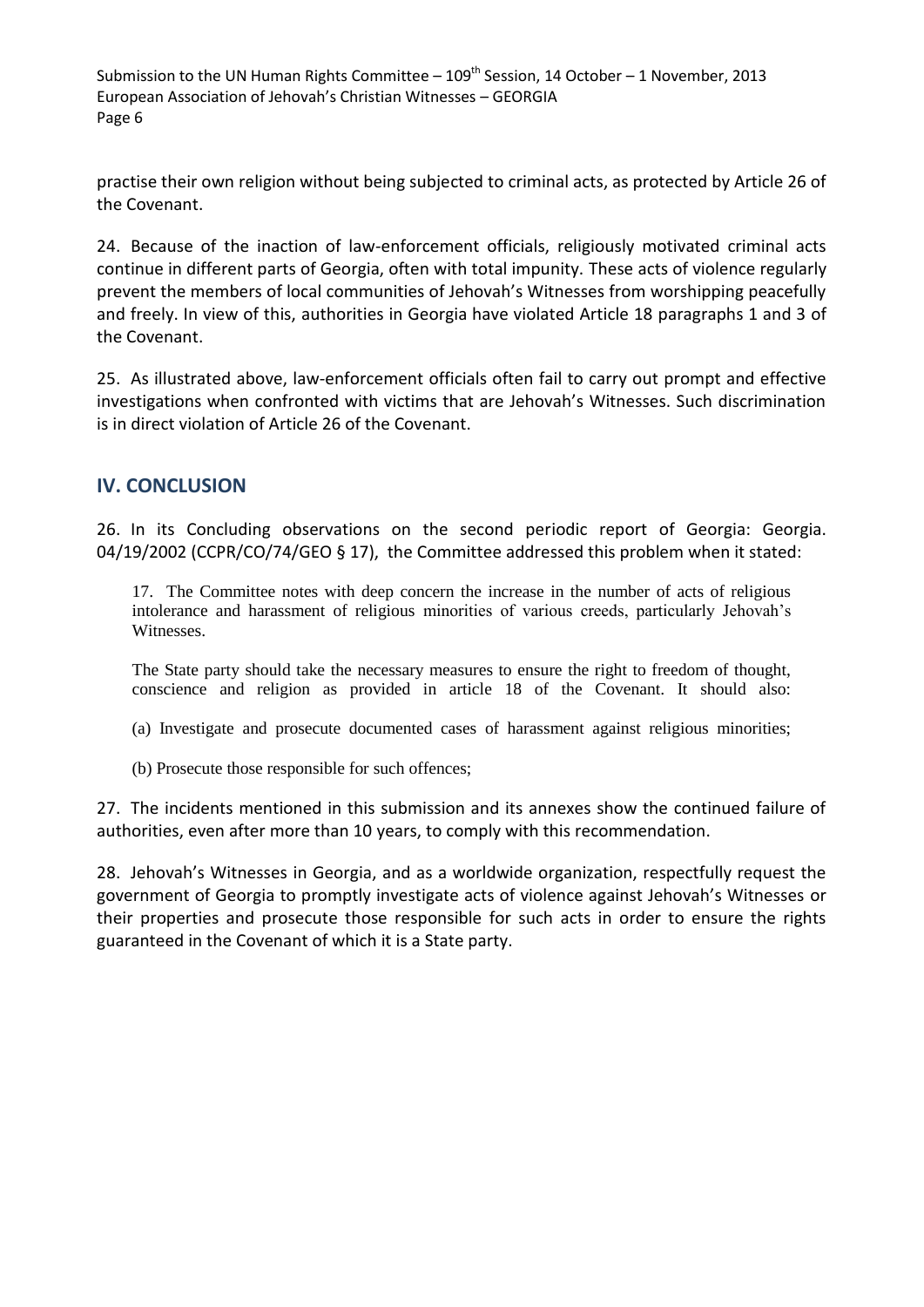practise their own religion without being subjected to criminal acts, as protected by Article 26 of the Covenant.

24. Because of the inaction of law-enforcement officials, religiously motivated criminal acts continue in different parts of Georgia, often with total impunity. These acts of violence regularly prevent the members of local communities of Jehovah's Witnesses from worshipping peacefully and freely. In view of this, authorities in Georgia have violated Article 18 paragraphs 1 and 3 of the Covenant.

25. As illustrated above, law-enforcement officials often fail to carry out prompt and effective investigations when confronted with victims that are Jehovah's Witnesses. Such discrimination is in direct violation of Article 26 of the Covenant.

## IV. CONCLUSION

26. In its Concluding observations on the second periodic report of Georgia: Georgia. 04/19/2002 (CCPR/CO/74/GEO § 17), the Committee addressed this problem when it stated:

> 17. The Committee notes with deep concern the increase in the number of acts of religious intolerance and harassment of religious minorities of various creeds, particularly Jehovah's Witnesses.
>
> The State party should take the necessary measures to ensure the right to freedom of thought, conscience and religion as provided in article 18 of the Covenant. It should also:
>
> (a) Investigate and prosecute documented cases of harassment against religious minorities;
>
> (b) Prosecute those responsible for such offences;

27. The incidents mentioned in this submission and its annexes show the continued failure of authorities, even after more than 10 years, to comply with this recommendation.

28. Jehovah's Witnesses in Georgia, and as a worldwide organization, respectfully request the government of Georgia to promptly investigate acts of violence against Jehovah's Witnesses or their properties and prosecute those responsible for such acts in order to ensure the rights guaranteed in the Covenant of which it is a State party.